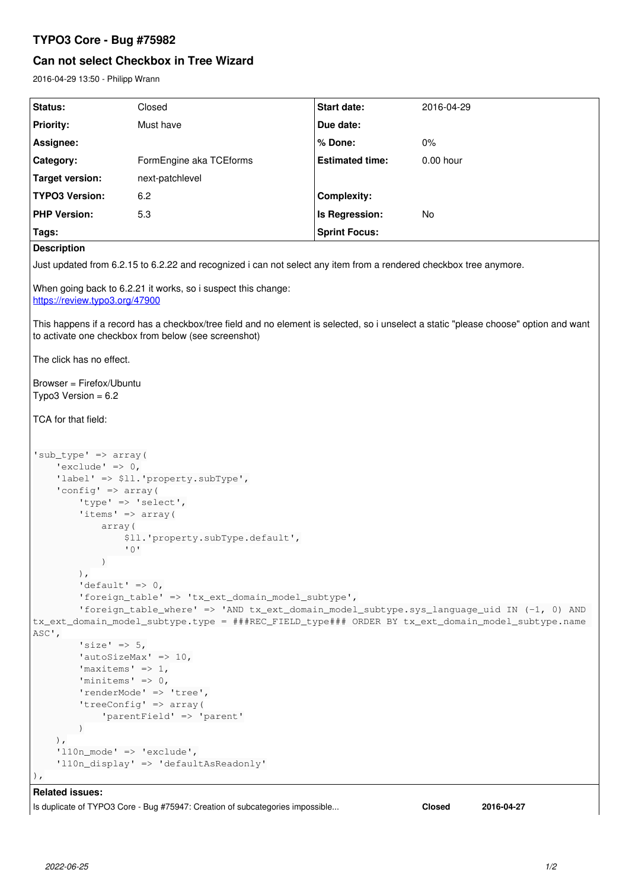# TYPO3 Core - Bug #75982

## Can not select Checkbox in Tree Wizard

2016-04-29 13:50 - Philipp Wrann

| Status: | Closed | Start date: | 2016-04-29 |
|---|---|---|---|
| Priority: | Must have | Due date: | |
| Assignee: | | % Done: | 0% |
| Category: | FormEngine aka TCEforms | Estimated time: | 0.00 hour |
| Target version: | next-patchlevel | | |
| TYPO3 Version: | 6.2 | Complexity: | |
| PHP Version: | 5.3 | Is Regression: | No |
| Tags: | | Sprint Focus: | |

**Description**

Just updated from 6.2.15 to 6.2.22 and recognized i can not select any item from a rendered checkbox tree anymore.

When going back to 6.2.21 it works, so i suspect this change:
https://review.typo3.org/47900

This happens if a record has a checkbox/tree field and no element is selected, so i unselect a static "please choose" option and want to activate one checkbox from below (see screenshot)

The click has no effect.

Browser = Firefox/Ubuntu
Typo3 Version = 6.2

TCA for that field:

```
'sub_type' => array(
    'exclude' => 0,
    'label' => $ll.'property.subType',
    'config' => array(
        'type' => 'select',
        'items' => array(
            array(
                $ll.'property.subType.default',
                '0'
            )
        ),
        'default' => 0,
        'foreign_table' => 'tx_ext_domain_model_subtype',
        'foreign_table_where' => 'AND tx_ext_domain_model_subtype.sys_language_uid IN (-1, 0) AND tx_ext_domain_model_subtype.type = ###REC_FIELD_type### ORDER BY tx_ext_domain_model_subtype.name ASC',
        'size' => 5,
        'autoSizeMax' => 10,
        'maxitems' => 1,
        'minitems' => 0,
        'renderMode' => 'tree',
        'treeConfig' => array(
            'parentField' => 'parent'
        )
    ),
    'l10n_mode' => 'exclude',
    'l10n_display' => 'defaultAsReadonly'
),
```

**Related issues:**

| | | |
|---|---|---|
| Is duplicate of TYPO3 Core - Bug #75947: Creation of subcategories impossible... | Closed | 2016-04-27 |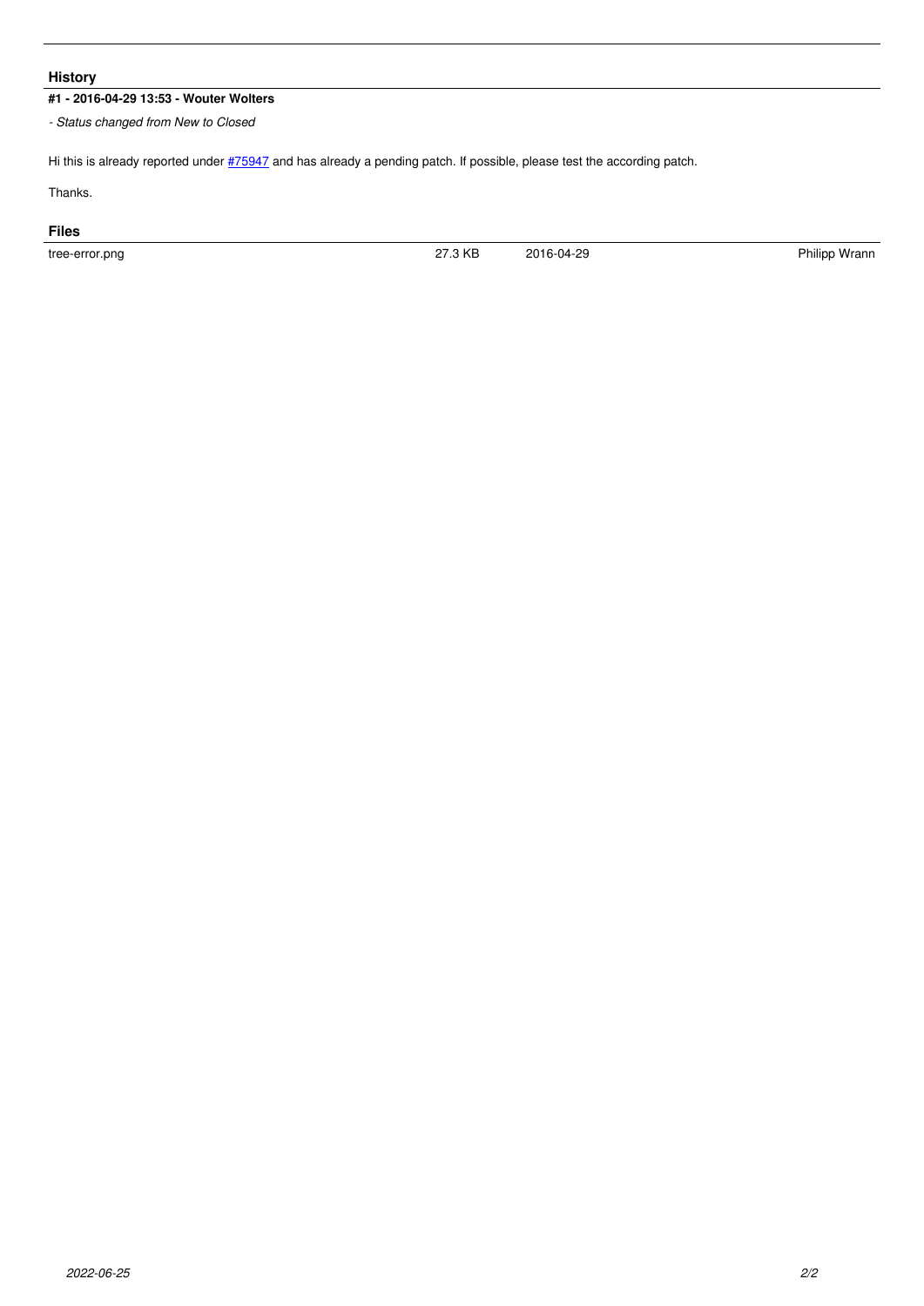## History

### #1 - 2016-04-29 13:53 - Wouter Wolters

*- Status changed from New to Closed*

Hi this is already reported under #75947 and has already a pending patch. If possible, please test the according patch.

Thanks.

## Files

| | | | |
|---|---|---|---|
| tree-error.png | 27.3 KB | 2016-04-29 | Philipp Wrann |